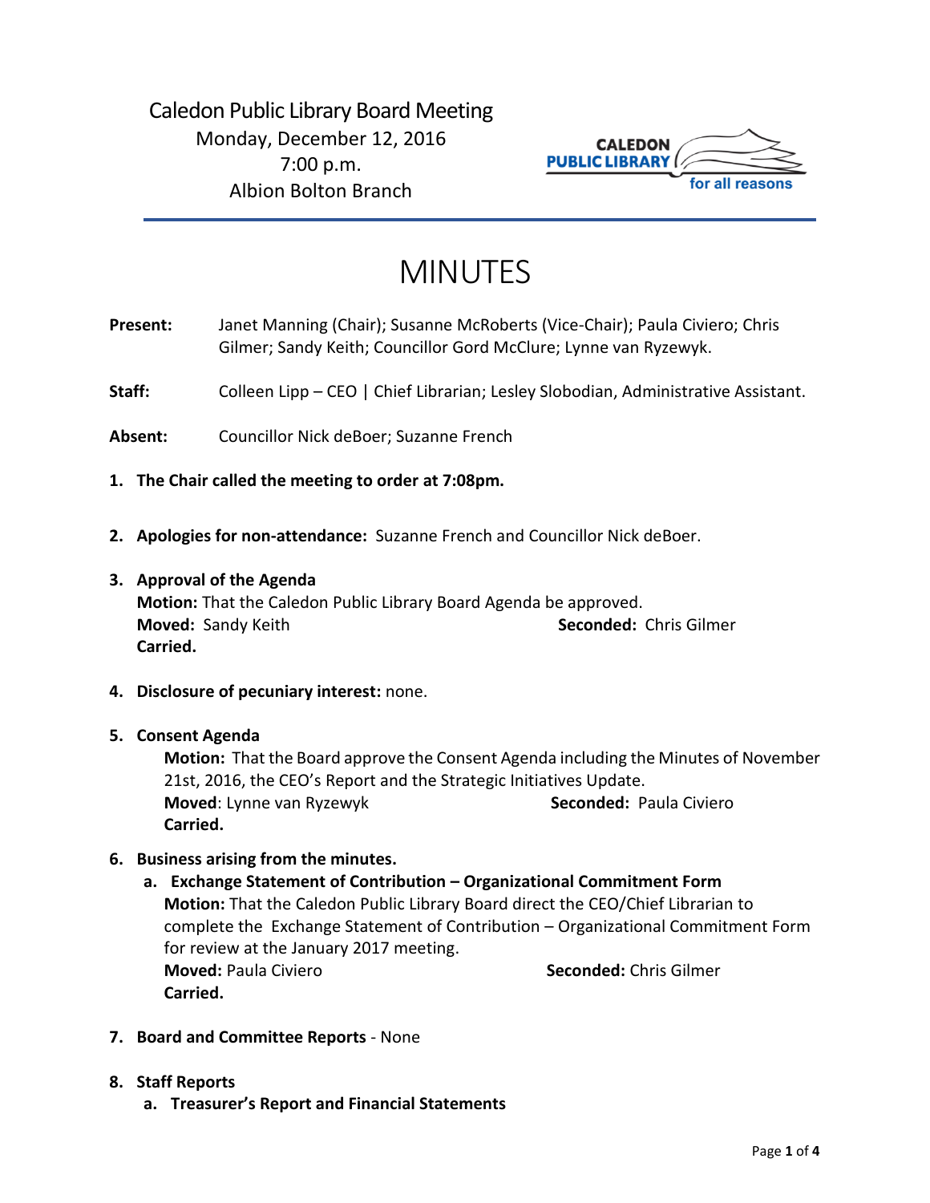# Caledon Public Library Board Meeting

Monday, December 12, 2016
7:00 p.m.
Albion Bolton Branch

CALEDON PUBLIC LIBRARY for all reasons

# MINUTES

**Present:** Janet Manning (Chair); Susanne McRoberts (Vice-Chair); Paula Civiero; Chris Gilmer; Sandy Keith; Councillor Gord McClure; Lynne van Ryzewyk.

**Staff:** Colleen Lipp – CEO | Chief Librarian; Lesley Slobodian, Administrative Assistant.

**Absent:** Councillor Nick deBoer; Suzanne French

1. **The Chair called the meeting to order at 7:08pm.**

2. **Apologies for non-attendance:** Suzanne French and Councillor Nick deBoer.

3. **Approval of the Agenda**
   **Motion:** That the Caledon Public Library Board Agenda be approved.
   **Moved:** Sandy Keith **Seconded:** Chris Gilmer
   **Carried.**

4. **Disclosure of pecuniary interest:** none.

5. **Consent Agenda**
   **Motion:** That the Board approve the Consent Agenda including the Minutes of November 21st, 2016, the CEO's Report and the Strategic Initiatives Update.
   **Moved**: Lynne van Ryzewyk **Seconded:** Paula Civiero
   **Carried.**

6. **Business arising from the minutes.**
   a. **Exchange Statement of Contribution – Organizational Commitment Form**
      **Motion:** That the Caledon Public Library Board direct the CEO/Chief Librarian to complete the Exchange Statement of Contribution – Organizational Commitment Form for review at the January 2017 meeting.
      **Moved:** Paula Civiero **Seconded:** Chris Gilmer
      **Carried.**

7. **Board and Committee Reports** - None

8. **Staff Reports**
   a. **Treasurer's Report and Financial Statements**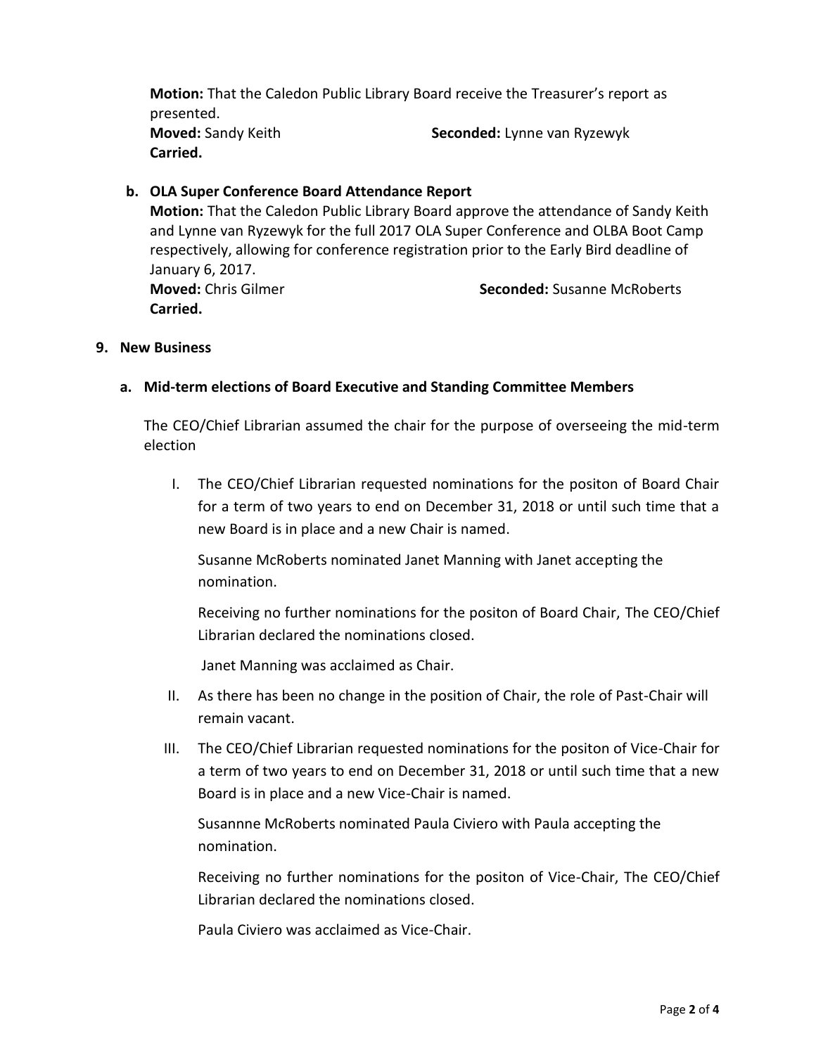**Motion:** That the Caledon Public Library Board receive the Treasurer's report as presented.
**Moved:** Sandy Keith **Seconded:** Lynne van Ryzewyk
**Carried.**

**b. OLA Super Conference Board Attendance Report**

**Motion:** That the Caledon Public Library Board approve the attendance of Sandy Keith and Lynne van Ryzewyk for the full 2017 OLA Super Conference and OLBA Boot Camp respectively, allowing for conference registration prior to the Early Bird deadline of January 6, 2017.
**Moved:** Chris Gilmer **Seconded:** Susanne McRoberts
**Carried.**

## 9. New Business

### a. Mid-term elections of Board Executive and Standing Committee Members

The CEO/Chief Librarian assumed the chair for the purpose of overseeing the mid-term election

I. The CEO/Chief Librarian requested nominations for the positon of Board Chair for a term of two years to end on December 31, 2018 or until such time that a new Board is in place and a new Chair is named.

   Susanne McRoberts nominated Janet Manning with Janet accepting the nomination.

   Receiving no further nominations for the positon of Board Chair, The CEO/Chief Librarian declared the nominations closed.

   Janet Manning was acclaimed as Chair.

II. As there has been no change in the position of Chair, the role of Past-Chair will remain vacant.

III. The CEO/Chief Librarian requested nominations for the positon of Vice-Chair for a term of two years to end on December 31, 2018 or until such time that a new Board is in place and a new Vice-Chair is named.

   Susannne McRoberts nominated Paula Civiero with Paula accepting the nomination.

   Receiving no further nominations for the positon of Vice-Chair, The CEO/Chief Librarian declared the nominations closed.

   Paula Civiero was acclaimed as Vice-Chair.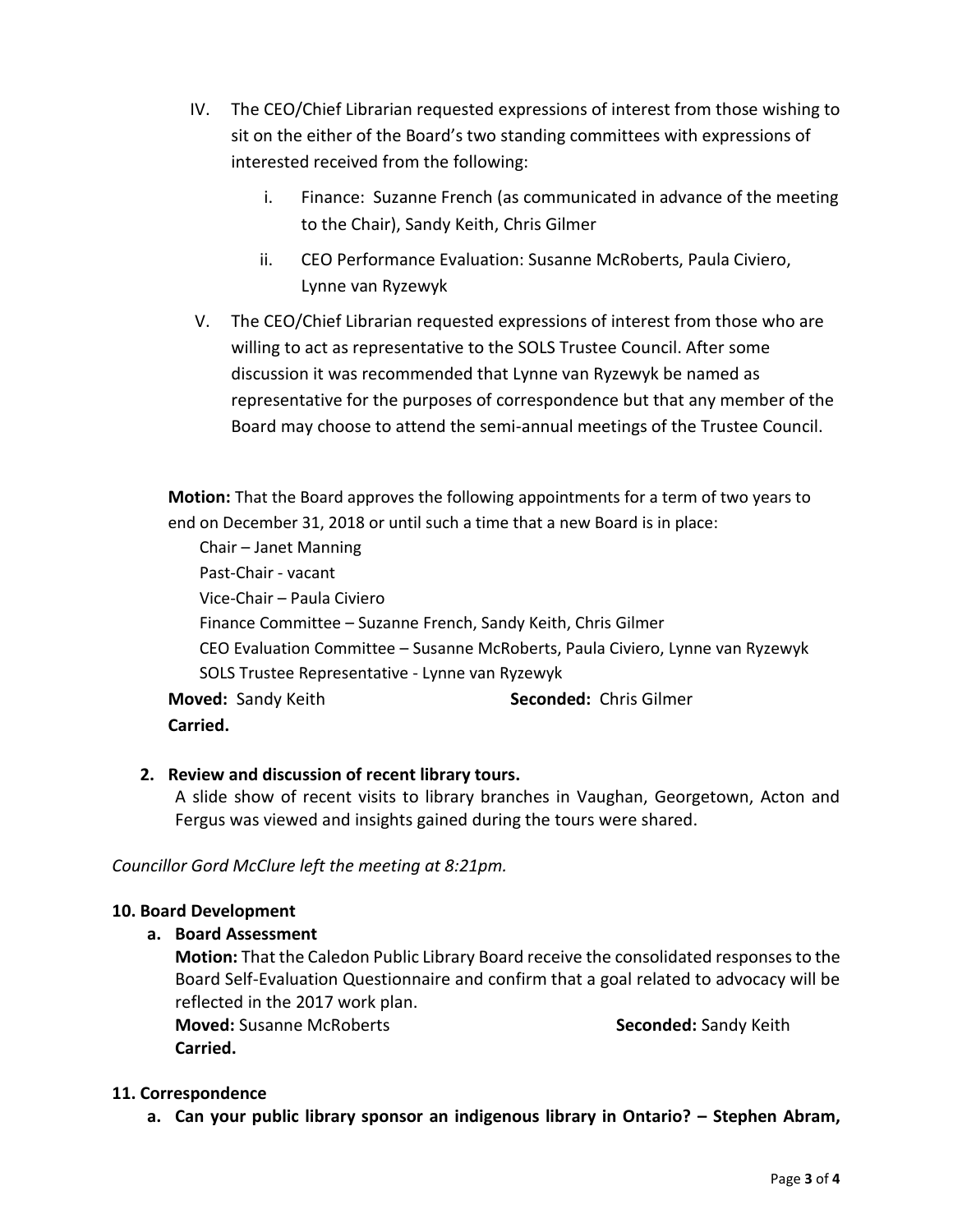IV. The CEO/Chief Librarian requested expressions of interest from those wishing to sit on the either of the Board's two standing committees with expressions of interested received from the following:

   i. Finance: Suzanne French (as communicated in advance of the meeting to the Chair), Sandy Keith, Chris Gilmer

   ii. CEO Performance Evaluation: Susanne McRoberts, Paula Civiero, Lynne van Ryzewyk

V. The CEO/Chief Librarian requested expressions of interest from those who are willing to act as representative to the SOLS Trustee Council. After some discussion it was recommended that Lynne van Ryzewyk be named as representative for the purposes of correspondence but that any member of the Board may choose to attend the semi-annual meetings of the Trustee Council.

**Motion:** That the Board approves the following appointments for a term of two years to end on December 31, 2018 or until such a time that a new Board is in place:

Chair – Janet Manning
Past-Chair - vacant
Vice-Chair – Paula Civiero
Finance Committee – Suzanne French, Sandy Keith, Chris Gilmer
CEO Evaluation Committee – Susanne McRoberts, Paula Civiero, Lynne van Ryzewyk
SOLS Trustee Representative - Lynne van Ryzewyk

**Moved:** Sandy Keith **Seconded:** Chris Gilmer
**Carried.**

**2. Review and discussion of recent library tours.**

A slide show of recent visits to library branches in Vaughan, Georgetown, Acton and Fergus was viewed and insights gained during the tours were shared.

*Councillor Gord McClure left the meeting at 8:21pm.*

### 10. Board Development

**a. Board Assessment**

**Motion:** That the Caledon Public Library Board receive the consolidated responses to the Board Self-Evaluation Questionnaire and confirm that a goal related to advocacy will be reflected in the 2017 work plan.

**Moved:** Susanne McRoberts **Seconded:** Sandy Keith
**Carried.**

### 11. Correspondence

**a. Can your public library sponsor an indigenous library in Ontario? – Stephen Abram,**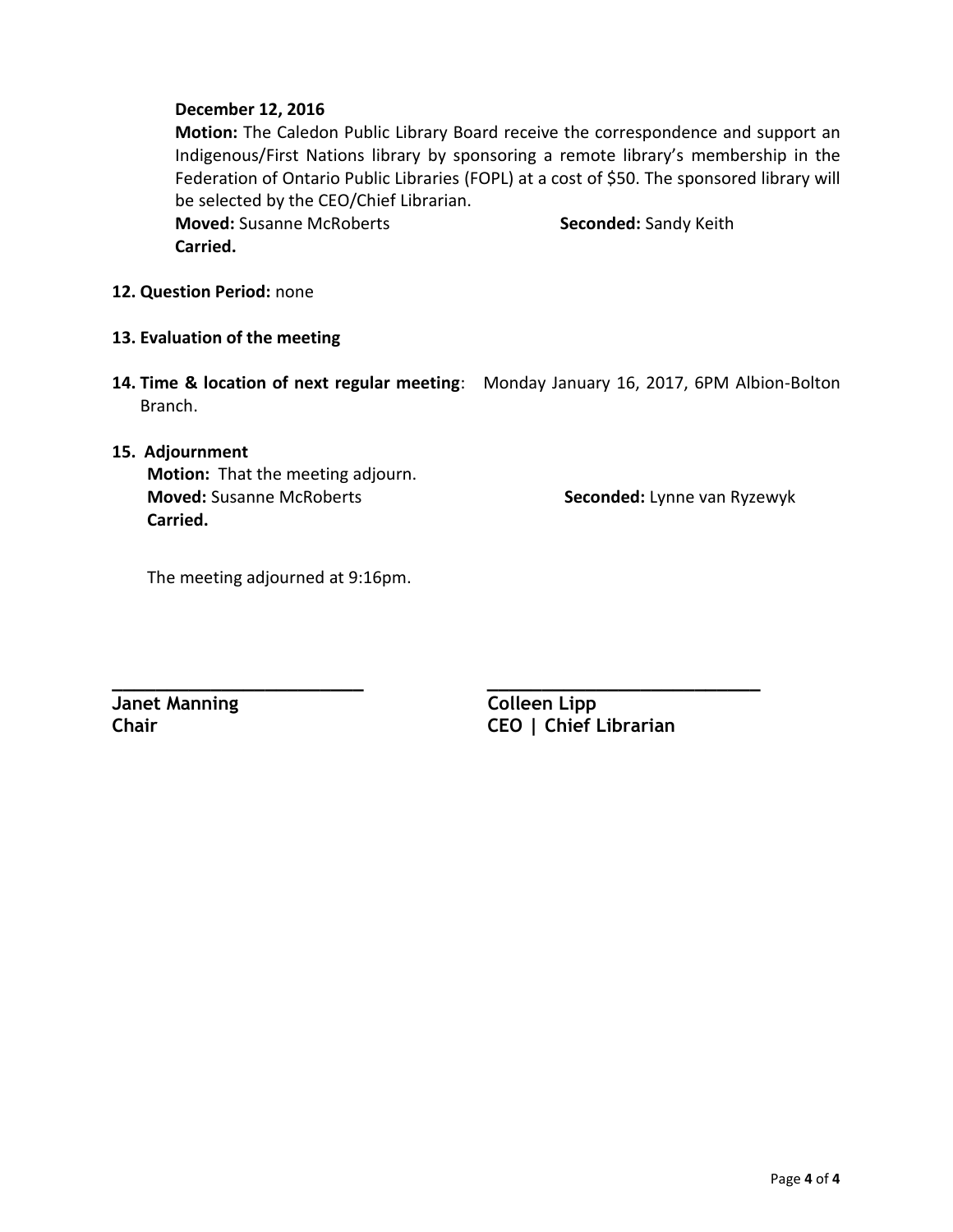**December 12, 2016**
**Motion:** The Caledon Public Library Board receive the correspondence and support an Indigenous/First Nations library by sponsoring a remote library's membership in the Federation of Ontario Public Libraries (FOPL) at a cost of $50. The sponsored library will be selected by the CEO/Chief Librarian.
**Moved:** Susanne McRoberts **Seconded:** Sandy Keith
**Carried.**

**12. Question Period:** none

**13. Evaluation of the meeting**

**14. Time & location of next regular meeting**: Monday January 16, 2017, 6PM Albion-Bolton Branch.

**15. Adjournment**
**Motion:** That the meeting adjourn.
**Moved:** Susanne McRoberts **Seconded:** Lynne van Ryzewyk
**Carried.**

The meeting adjourned at 9:16pm.

_________________________
**Janet Manning**
**Chair**

_________________________
**Colleen Lipp**
**CEO | Chief Librarian**